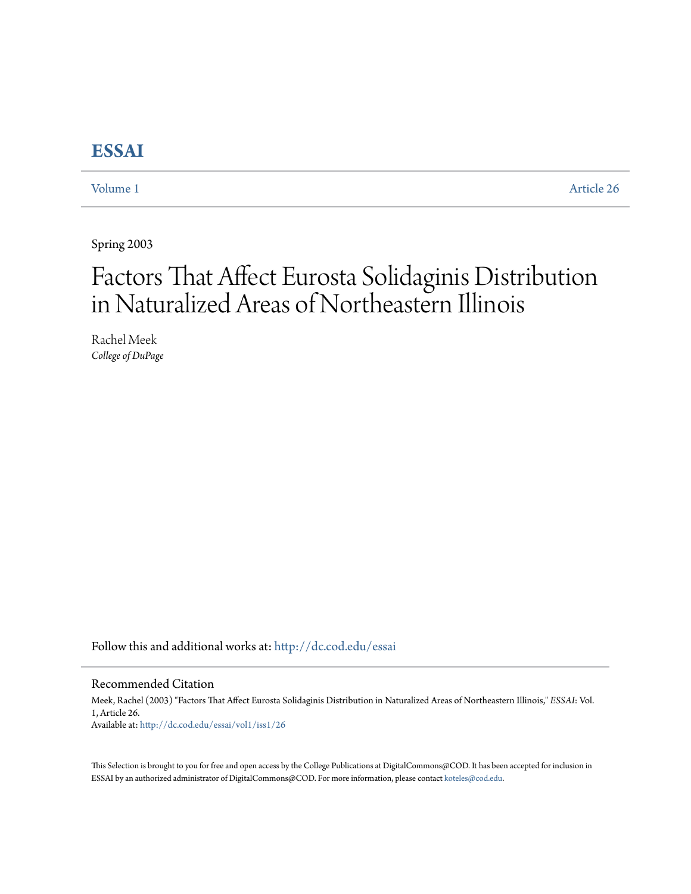# ESSAI

Volume 1 Article 26

Spring 2003

# Factors That Affect Eurosta Solidaginis Distribution in Naturalized Areas of Northeastern Illinois

Rachel Meek
*College of DuPage*

Follow this and additional works at: http://dc.cod.edu/essai

## Recommended Citation

Meek, Rachel (2003) "Factors That Affect Eurosta Solidaginis Distribution in Naturalized Areas of Northeastern Illinois," *ESSAI*: Vol. 1, Article 26.
Available at: http://dc.cod.edu/essai/vol1/iss1/26

This Selection is brought to you for free and open access by the College Publications at DigitalCommons@COD. It has been accepted for inclusion in ESSAI by an authorized administrator of DigitalCommons@COD. For more information, please contact koteles@cod.edu.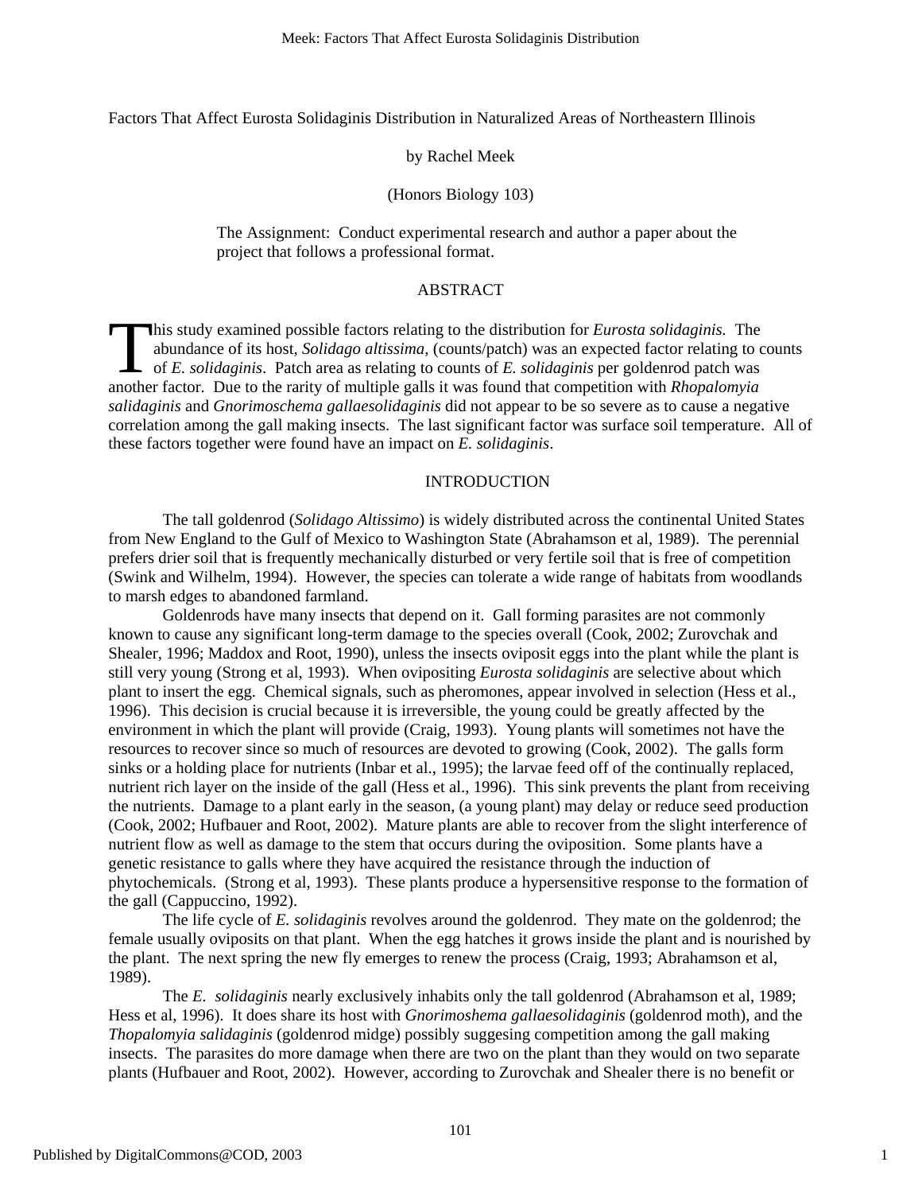Factors That Affect Eurosta Solidaginis Distribution in Naturalized Areas of Northeastern Illinois

by Rachel Meek

(Honors Biology 103)

The Assignment: Conduct experimental research and author a paper about the project that follows a professional format.

## ABSTRACT

This study examined possible factors relating to the distribution for *Eurosta solidaginis*. The abundance of its host, *Solidago altissima*, (counts/patch) was an expected factor relating to counts of *E. solidaginis*. Patch area as relating to counts of *E. solidaginis* per goldenrod patch was another factor. Due to the rarity of multiple galls it was found that competition with *Rhopalomyia salidaginis* and *Gnorimoschema gallaesolidaginis* did not appear to be so severe as to cause a negative correlation among the gall making insects. The last significant factor was surface soil temperature. All of these factors together were found have an impact on *E. solidaginis*.

## INTRODUCTION

The tall goldenrod (*Solidago Altissimo*) is widely distributed across the continental United States from New England to the Gulf of Mexico to Washington State (Abrahamson et al, 1989). The perennial prefers drier soil that is frequently mechanically disturbed or very fertile soil that is free of competition (Swink and Wilhelm, 1994). However, the species can tolerate a wide range of habitats from woodlands to marsh edges to abandoned farmland.

Goldenrods have many insects that depend on it. Gall forming parasites are not commonly known to cause any significant long-term damage to the species overall (Cook, 2002; Zurovchak and Shealer, 1996; Maddox and Root, 1990), unless the insects oviposit eggs into the plant while the plant is still very young (Strong et al, 1993). When ovipositing *Eurosta solidaginis* are selective about which plant to insert the egg. Chemical signals, such as pheromones, appear involved in selection (Hess et al., 1996). This decision is crucial because it is irreversible, the young could be greatly affected by the environment in which the plant will provide (Craig, 1993). Young plants will sometimes not have the resources to recover since so much of resources are devoted to growing (Cook, 2002). The galls form sinks or a holding place for nutrients (Inbar et al., 1995); the larvae feed off of the continually replaced, nutrient rich layer on the inside of the gall (Hess et al., 1996). This sink prevents the plant from receiving the nutrients. Damage to a plant early in the season, (a young plant) may delay or reduce seed production (Cook, 2002; Hufbauer and Root, 2002). Mature plants are able to recover from the slight interference of nutrient flow as well as damage to the stem that occurs during the oviposition. Some plants have a genetic resistance to galls where they have acquired the resistance through the induction of phytochemicals. (Strong et al, 1993). These plants produce a hypersensitive response to the formation of the gall (Cappuccino, 1992).

The life cycle of *E. solidaginis* revolves around the goldenrod. They mate on the goldenrod; the female usually oviposits on that plant. When the egg hatches it grows inside the plant and is nourished by the plant. The next spring the new fly emerges to renew the process (Craig, 1993; Abrahamson et al, 1989).

The *E. solidaginis* nearly exclusively inhabits only the tall goldenrod (Abrahamson et al, 1989; Hess et al, 1996). It does share its host with *Gnorimoshema gallaesolidaginis* (goldenrod moth), and the *Thopalomyia salidaginis* (goldenrod midge) possibly suggesing competition among the gall making insects. The parasites do more damage when there are two on the plant than they would on two separate plants (Hufbauer and Root, 2002). However, according to Zurovchak and Shealer there is no benefit or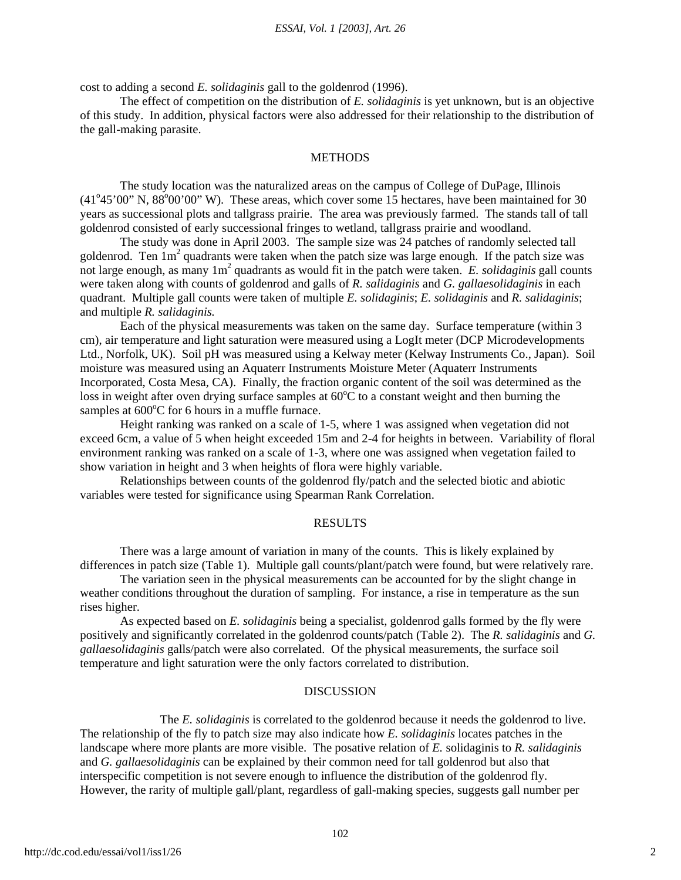cost to adding a second *E. solidaginis* gall to the goldenrod (1996).

The effect of competition on the distribution of *E. solidaginis* is yet unknown, but is an objective of this study. In addition, physical factors were also addressed for their relationship to the distribution of the gall-making parasite.

## METHODS

The study location was the naturalized areas on the campus of College of DuPage, Illinois (41°45'00" N, 88°00'00" W). These areas, which cover some 15 hectares, have been maintained for 30 years as successional plots and tallgrass prairie. The area was previously farmed. The stands tall of tall goldenrod consisted of early successional fringes to wetland, tallgrass prairie and woodland.

The study was done in April 2003. The sample size was 24 patches of randomly selected tall goldenrod. Ten $1m^2$ quadrants were taken when the patch size was large enough. If the patch size was not large enough, as many $1m^2$ quadrants as would fit in the patch were taken. *E. solidaginis* gall counts were taken along with counts of goldenrod and galls of *R. salidaginis* and *G. gallaesolidaginis* in each quadrant. Multiple gall counts were taken of multiple *E. solidaginis*; *E. solidaginis* and *R. salidaginis*; and multiple *R. salidaginis.*

Each of the physical measurements was taken on the same day. Surface temperature (within 3 cm), air temperature and light saturation were measured using a LogIt meter (DCP Microdevelopments Ltd., Norfolk, UK). Soil pH was measured using a Kelway meter (Kelway Instruments Co., Japan). Soil moisture was measured using an Aquaterr Instruments Moisture Meter (Aquaterr Instruments Incorporated, Costa Mesa, CA). Finally, the fraction organic content of the soil was determined as the loss in weight after oven drying surface samples at 60°C to a constant weight and then burning the samples at 600°C for 6 hours in a muffle furnace.

Height ranking was ranked on a scale of 1-5, where 1 was assigned when vegetation did not exceed 6cm, a value of 5 when height exceeded 15m and 2-4 for heights in between. Variability of floral environment ranking was ranked on a scale of 1-3, where one was assigned when vegetation failed to show variation in height and 3 when heights of flora were highly variable.

Relationships between counts of the goldenrod fly/patch and the selected biotic and abiotic variables were tested for significance using Spearman Rank Correlation.

## RESULTS

There was a large amount of variation in many of the counts. This is likely explained by differences in patch size (Table 1). Multiple gall counts/plant/patch were found, but were relatively rare.

The variation seen in the physical measurements can be accounted for by the slight change in weather conditions throughout the duration of sampling. For instance, a rise in temperature as the sun rises higher.

As expected based on *E. solidaginis* being a specialist, goldenrod galls formed by the fly were positively and significantly correlated in the goldenrod counts/patch (Table 2). The *R. salidaginis* and *G. gallaesolidaginis* galls/patch were also correlated. Of the physical measurements, the surface soil temperature and light saturation were the only factors correlated to distribution.

## DISCUSSION

The *E. solidaginis* is correlated to the goldenrod because it needs the goldenrod to live. The relationship of the fly to patch size may also indicate how *E. solidaginis* locates patches in the landscape where more plants are more visible. The posative relation of *E.* solidaginis to *R. salidaginis* and *G. gallaesolidaginis* can be explained by their common need for tall goldenrod but also that interspecific competition is not severe enough to influence the distribution of the goldenrod fly. However, the rarity of multiple gall/plant, regardless of gall-making species, suggests gall number per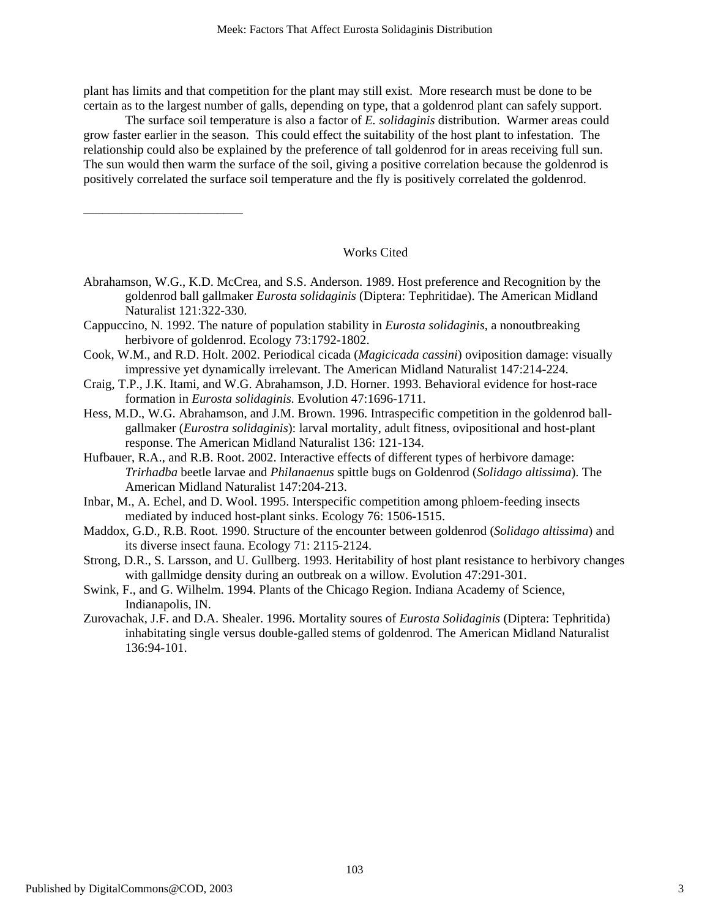plant has limits and that competition for the plant may still exist. More research must be done to be certain as to the largest number of galls, depending on type, that a goldenrod plant can safely support.

The surface soil temperature is also a factor of *E. solidaginis* distribution. Warmer areas could grow faster earlier in the season. This could effect the suitability of the host plant to infestation. The relationship could also be explained by the preference of tall goldenrod for in areas receiving full sun. The sun would then warm the surface of the soil, giving a positive correlation because the goldenrod is positively correlated the surface soil temperature and the fly is positively correlated the goldenrod.

---

## Works Cited

Abrahamson, W.G., K.D. McCrea, and S.S. Anderson. 1989. Host preference and Recognition by the goldenrod ball gallmaker *Eurosta solidaginis* (Diptera: Tephritidae). The American Midland Naturalist 121:322-330.

Cappuccino, N. 1992. The nature of population stability in *Eurosta solidaginis*, a nonoutbreaking herbivore of goldenrod. Ecology 73:1792-1802.

Cook, W.M., and R.D. Holt. 2002. Periodical cicada (*Magicicada cassini*) oviposition damage: visually impressive yet dynamically irrelevant. The American Midland Naturalist 147:214-224.

Craig, T.P., J.K. Itami, and W.G. Abrahamson, J.D. Horner. 1993. Behavioral evidence for host-race formation in *Eurosta solidaginis.* Evolution 47:1696-1711.

Hess, M.D., W.G. Abrahamson, and J.M. Brown. 1996. Intraspecific competition in the goldenrod ball-gallmaker (*Eurostra solidaginis*): larval mortality, adult fitness, ovipositional and host-plant response. The American Midland Naturalist 136: 121-134.

Hufbauer, R.A., and R.B. Root. 2002. Interactive effects of different types of herbivore damage: *Trirhadba* beetle larvae and *Philanaenus* spittle bugs on Goldenrod (*Solidago altissima*). The American Midland Naturalist 147:204-213.

Inbar, M., A. Echel, and D. Wool. 1995. Interspecific competition among phloem-feeding insects mediated by induced host-plant sinks. Ecology 76: 1506-1515.

Maddox, G.D., R.B. Root. 1990. Structure of the encounter between goldenrod (*Solidago altissima*) and its diverse insect fauna. Ecology 71: 2115-2124.

Strong, D.R., S. Larsson, and U. Gullberg. 1993. Heritability of host plant resistance to herbivory changes with gallmidge density during an outbreak on a willow. Evolution 47:291-301.

Swink, F., and G. Wilhelm. 1994. Plants of the Chicago Region. Indiana Academy of Science, Indianapolis, IN.

Zurovachak, J.F. and D.A. Shealer. 1996. Mortality soures of *Eurosta Solidaginis* (Diptera: Tephritida) inhabitating single versus double-galled stems of goldenrod. The American Midland Naturalist 136:94-101.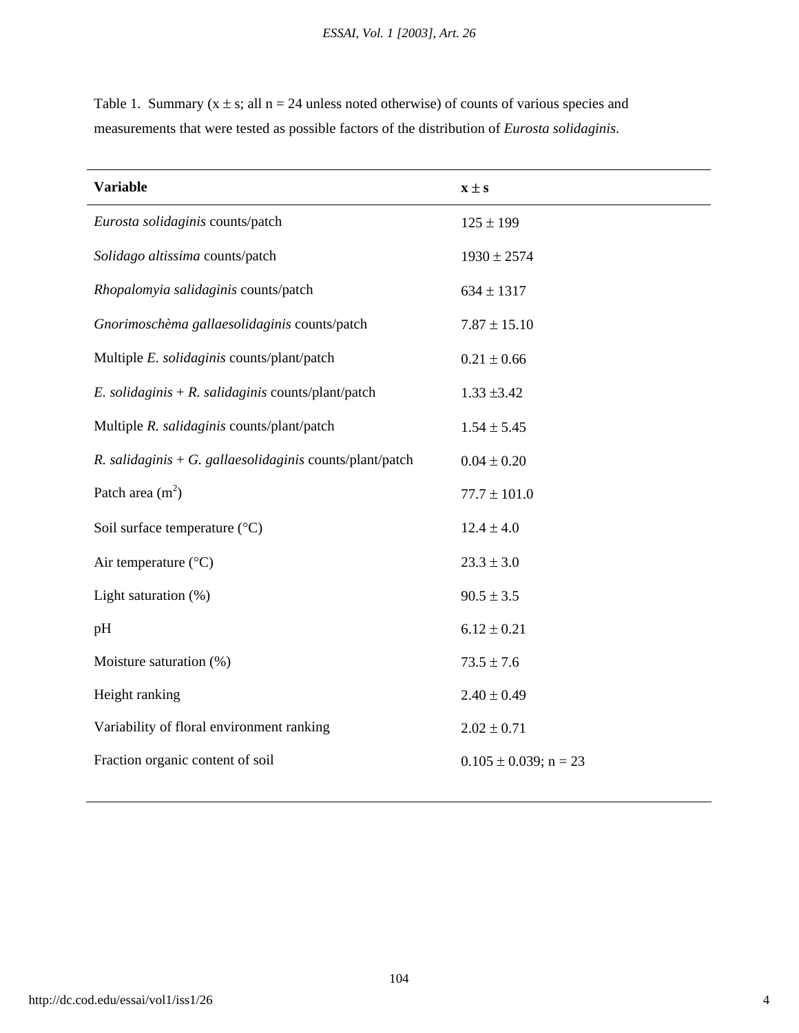Table 1. Summary ($x \pm s$; all n = 24 unless noted otherwise) of counts of various species and measurements that were tested as possible factors of the distribution of *Eurosta solidaginis*.

| **Variable** | $\mathbf{x \pm s}$ |
|---|---|
| *Eurosta solidaginis* counts/patch | $125 \pm 199$ |
| *Solidago altissima* counts/patch | $1930 \pm 2574$ |
| *Rhopalomyia salidaginis* counts/patch | $634 \pm 1317$ |
| *Gnorimoschèma gallaesolidaginis* counts/patch | $7.87 \pm 15.10$ |
| Multiple *E. solidaginis* counts/plant/patch | $0.21 \pm 0.66$ |
| *E. solidaginis* + *R. salidaginis* counts/plant/patch | $1.33 \pm 3.42$ |
| Multiple *R. salidaginis* counts/plant/patch | $1.54 \pm 5.45$ |
| *R. salidaginis* + *G. gallaesolidaginis* counts/plant/patch | $0.04 \pm 0.20$ |
| Patch area ($m^2$) | $77.7 \pm 101.0$ |
| Soil surface temperature (°C) | $12.4 \pm 4.0$ |
| Air temperature (°C) | $23.3 \pm 3.0$ |
| Light saturation (%) | $90.5 \pm 3.5$ |
| pH | $6.12 \pm 0.21$ |
| Moisture saturation (%) | $73.5 \pm 7.6$ |
| Height ranking | $2.40 \pm 0.49$ |
| Variability of floral environment ranking | $2.02 \pm 0.71$ |
| Fraction organic content of soil | $0.105 \pm 0.039$; n = 23 |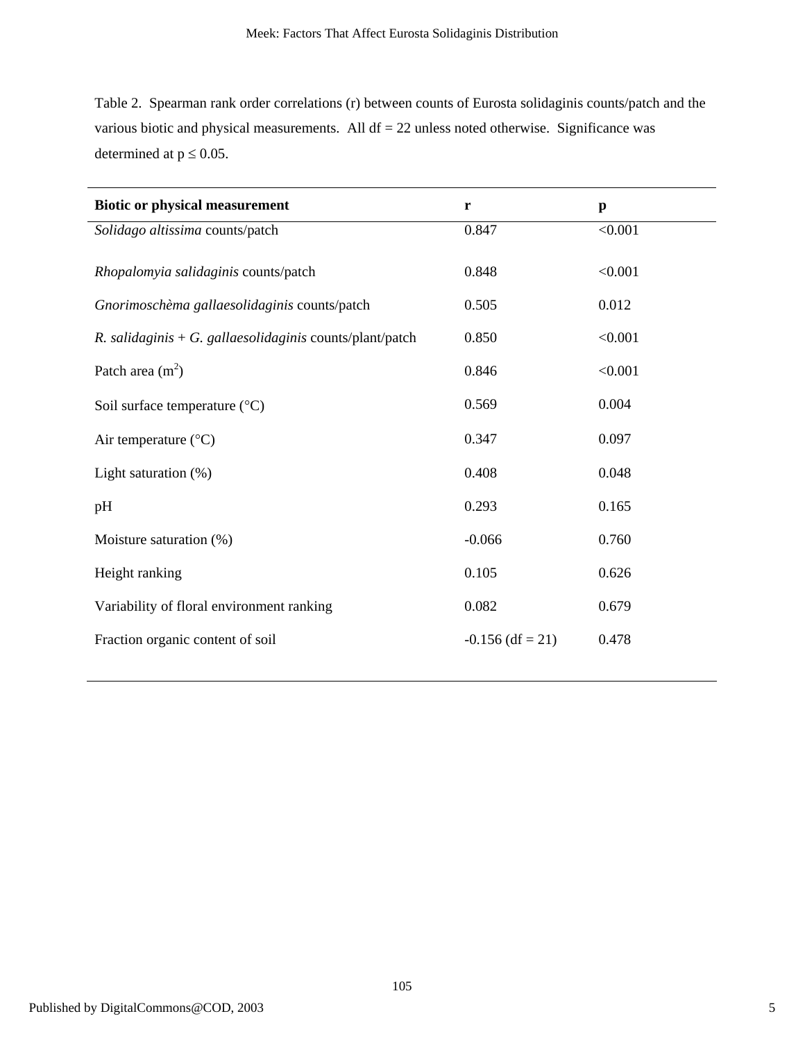Table 2. Spearman rank order correlations (r) between counts of Eurosta solidaginis counts/patch and the various biotic and physical measurements. All df = 22 unless noted otherwise. Significance was determined at $p \leq 0.05$.

| **Biotic or physical measurement** | **r** | **p** |
|---|---|---|
| *Solidago altissima* counts/patch | 0.847 | <0.001 |
| *Rhopalomyia salidaginis* counts/patch | 0.848 | <0.001 |
| *Gnorimoschèma gallaesolidaginis* counts/patch | 0.505 | 0.012 |
| *R. salidaginis* + *G. gallaesolidaginis* counts/plant/patch | 0.850 | <0.001 |
| Patch area ($m^2$) | 0.846 | <0.001 |
| Soil surface temperature (°C) | 0.569 | 0.004 |
| Air temperature (°C) | 0.347 | 0.097 |
| Light saturation (%) | 0.408 | 0.048 |
| pH | 0.293 | 0.165 |
| Moisture saturation (%) | -0.066 | 0.760 |
| Height ranking | 0.105 | 0.626 |
| Variability of floral environment ranking | 0.082 | 0.679 |
| Fraction organic content of soil | -0.156 (df = 21) | 0.478 |